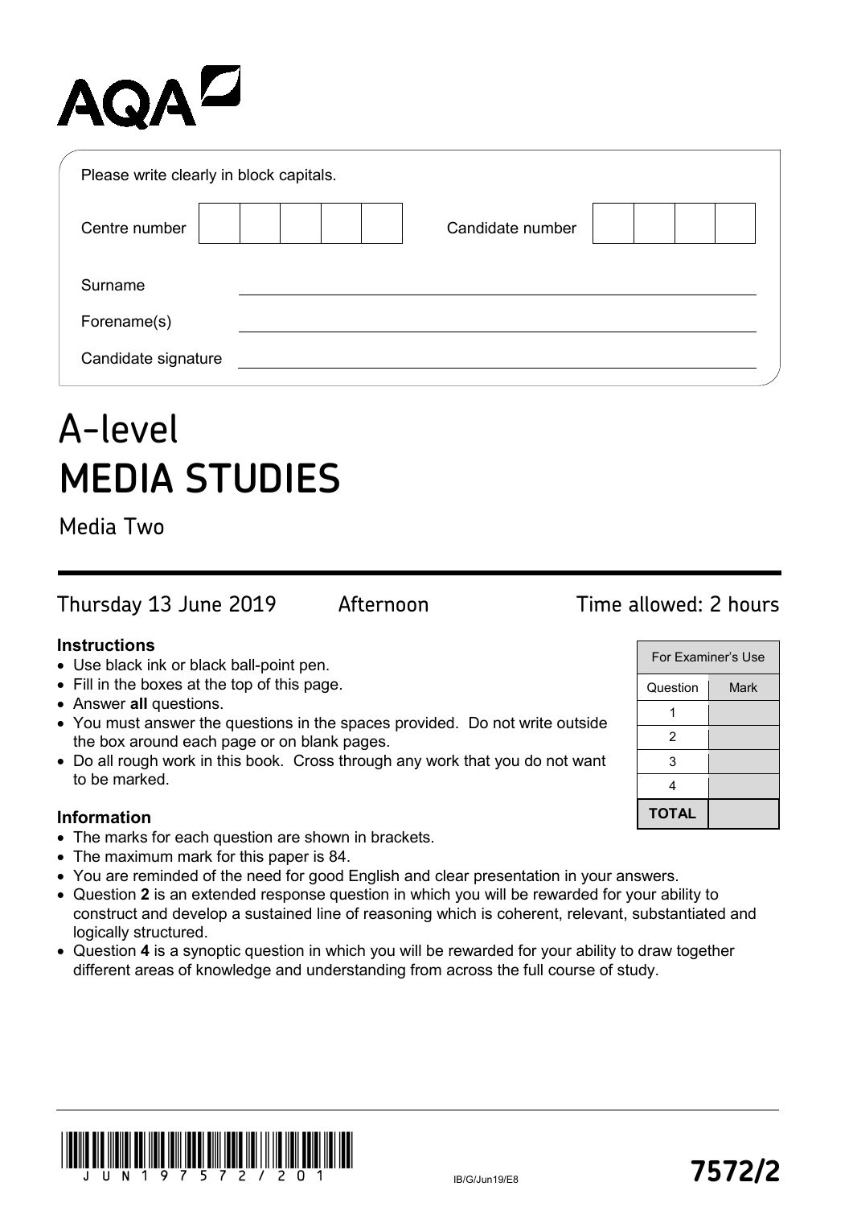AQA

Please write clearly in block capitals.

| Centre number | | | | | | Candidate number | | | | |
|---|---|---|---|---|---|---|---|---|---|---|

Surname ______________________

Forename(s) ______________________

Candidate signature ______________________

# A-level
# MEDIA STUDIES

Media Two

Thursday 13 June 2019 Afternoon Time allowed: 2 hours

### Instructions

- Use black ink or black ball-point pen.
- Fill in the boxes at the top of this page.
- Answer **all** questions.
- You must answer the questions in the spaces provided. Do not write outside the box around each page or on blank pages.
- Do all rough work in this book. Cross through any work that you do not want to be marked.

### Information

- The marks for each question are shown in brackets.
- The maximum mark for this paper is 84.
- You are reminded of the need for good English and clear presentation in your answers.
- Question **2** is an extended response question in which you will be rewarded for your ability to construct and develop a sustained line of reasoning which is coherent, relevant, substantiated and logically structured.
- Question **4** is a synoptic question in which you will be rewarded for your ability to draw together different areas of knowledge and understanding from across the full course of study.

| For Examiner's Use | |
|---|---|
| Question | Mark |
| 1 | |
| 2 | |
| 3 | |
| 4 | |
| **TOTAL** | |

JUN197572201

IB/G/Jun19/E8

**7572/2**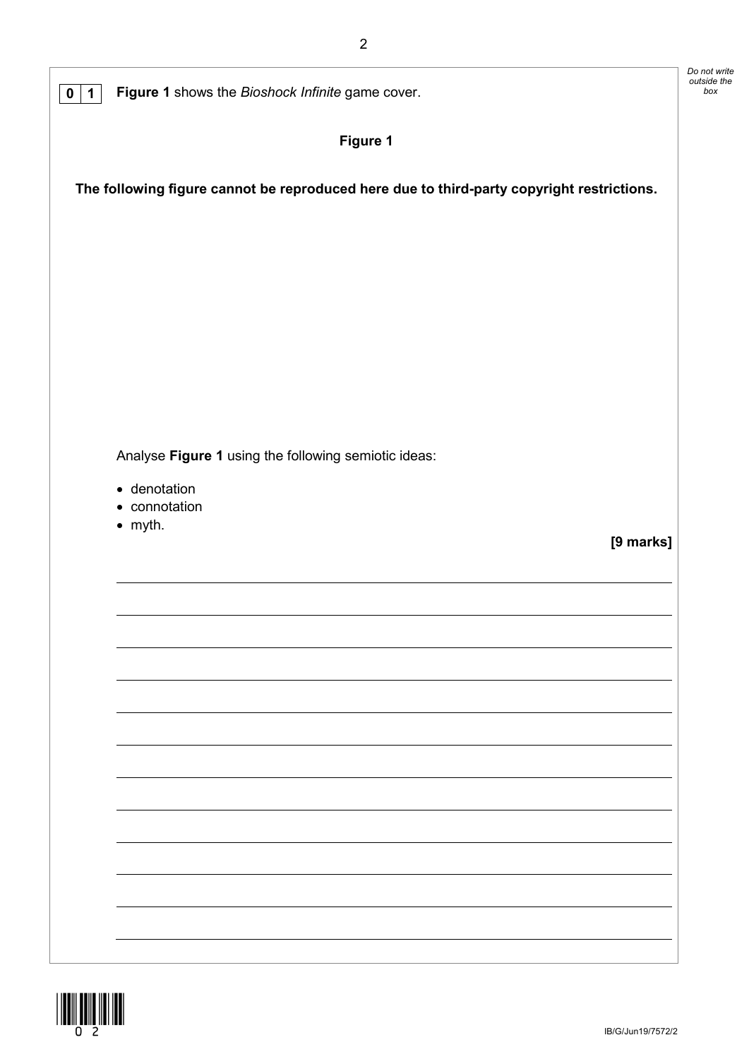**0 1** **Figure 1** shows the *Bioshock Infinite* game cover.

**Figure 1**

**The following figure cannot be reproduced here due to third-party copyright restrictions.**

Analyse **Figure 1** using the following semiotic ideas:

- denotation
- connotation
- myth.

**[9 marks]**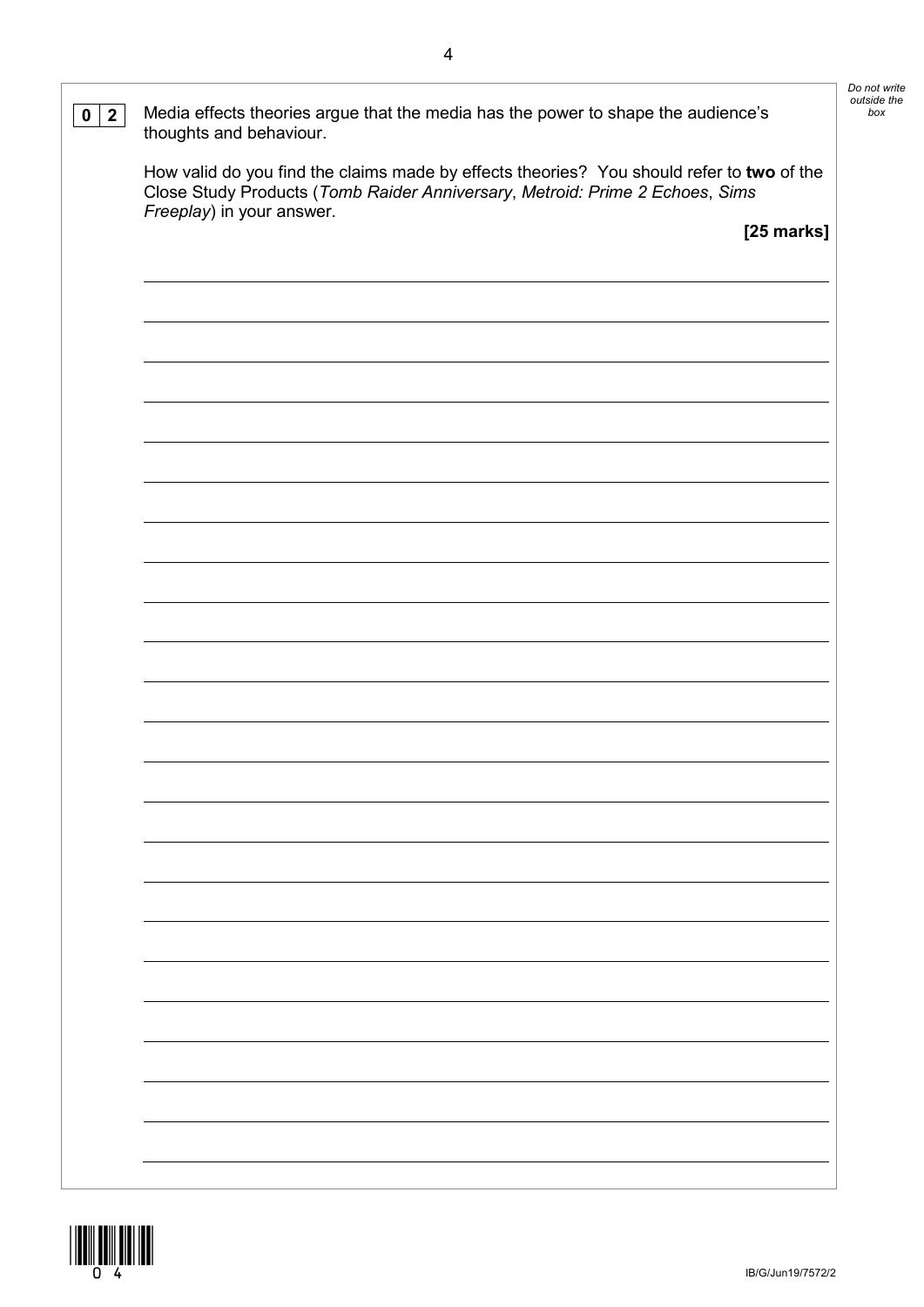**0 2** Media effects theories argue that the media has the power to shape the audience's thoughts and behaviour.

How valid do you find the claims made by effects theories? You should refer to **two** of the Close Study Products (*Tomb Raider Anniversary*, *Metroid: Prime 2 Echoes*, *Sims Freeplay*) in your answer.

**[25 marks]**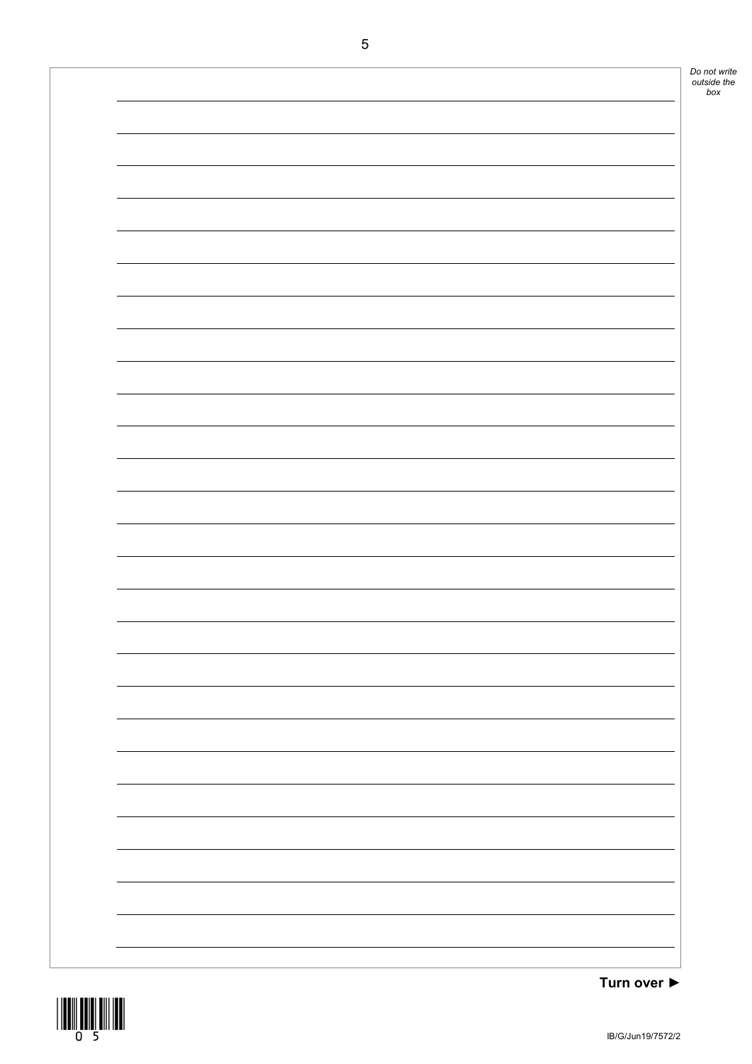Turn over ►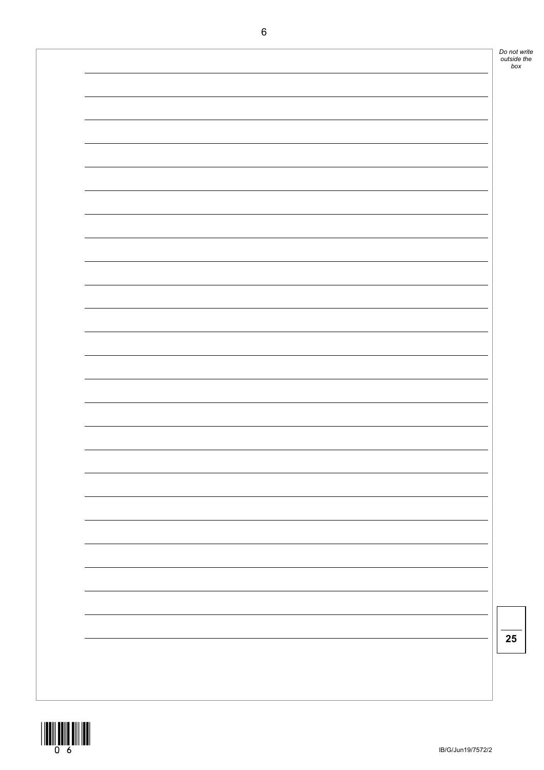**25**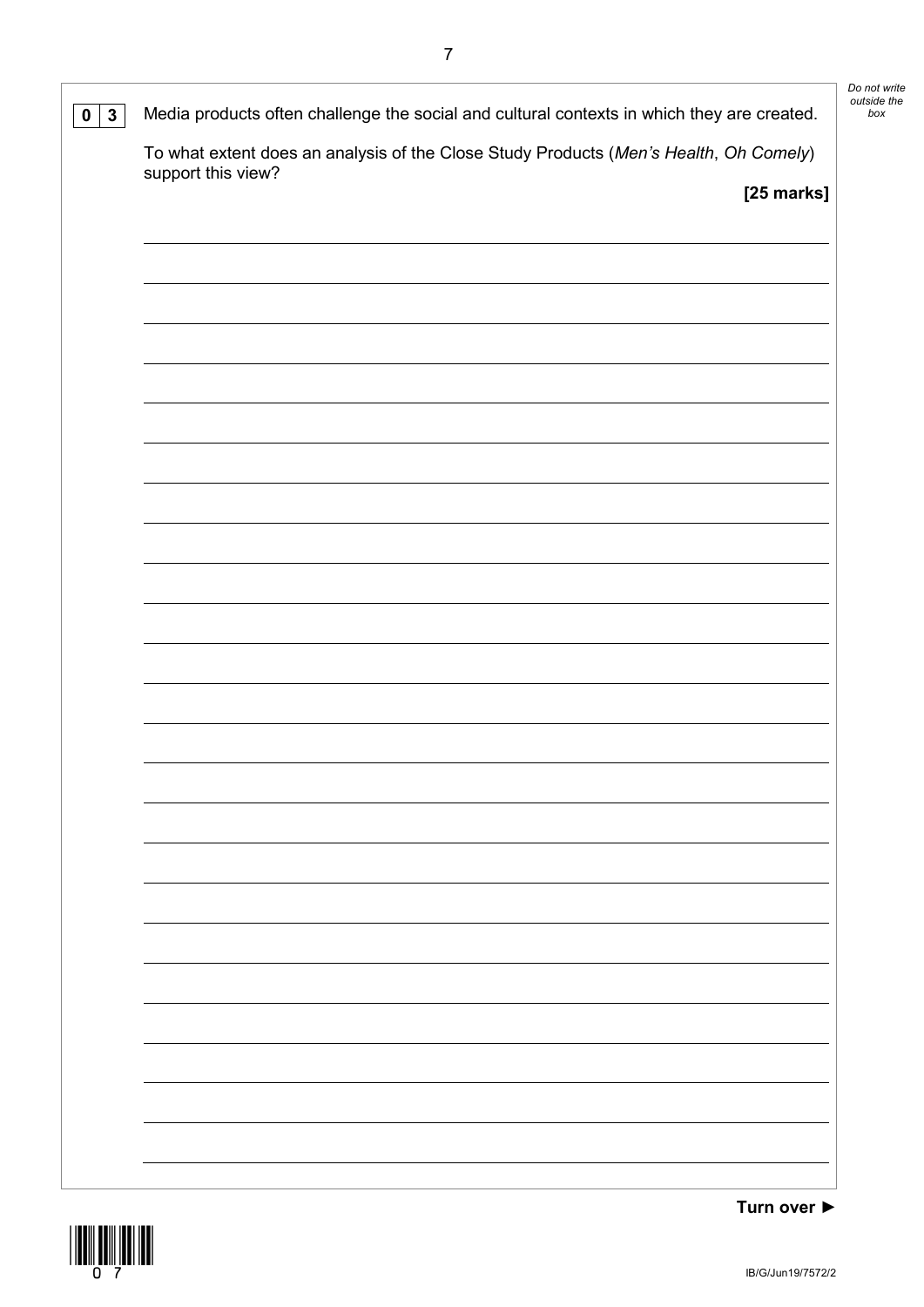**0 3** Media products often challenge the social and cultural contexts in which they are created.

To what extent does an analysis of the Close Study Products (*Men's Health*, *Oh Comely*) support this view?

**[25 marks]**

**Turn over ►**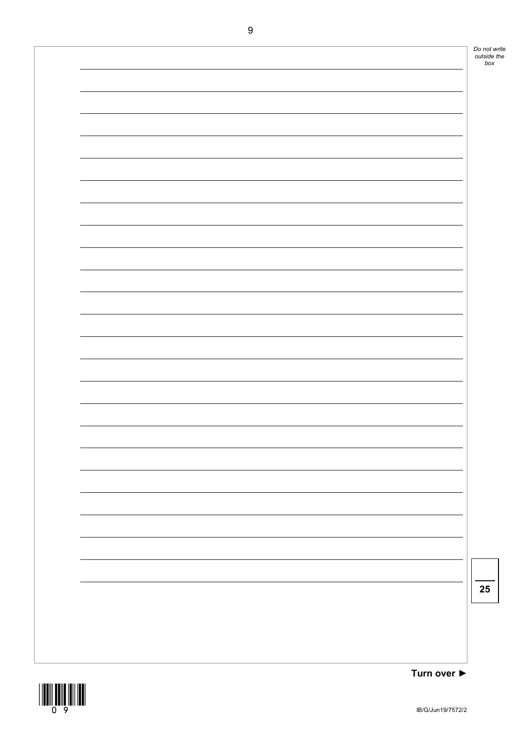25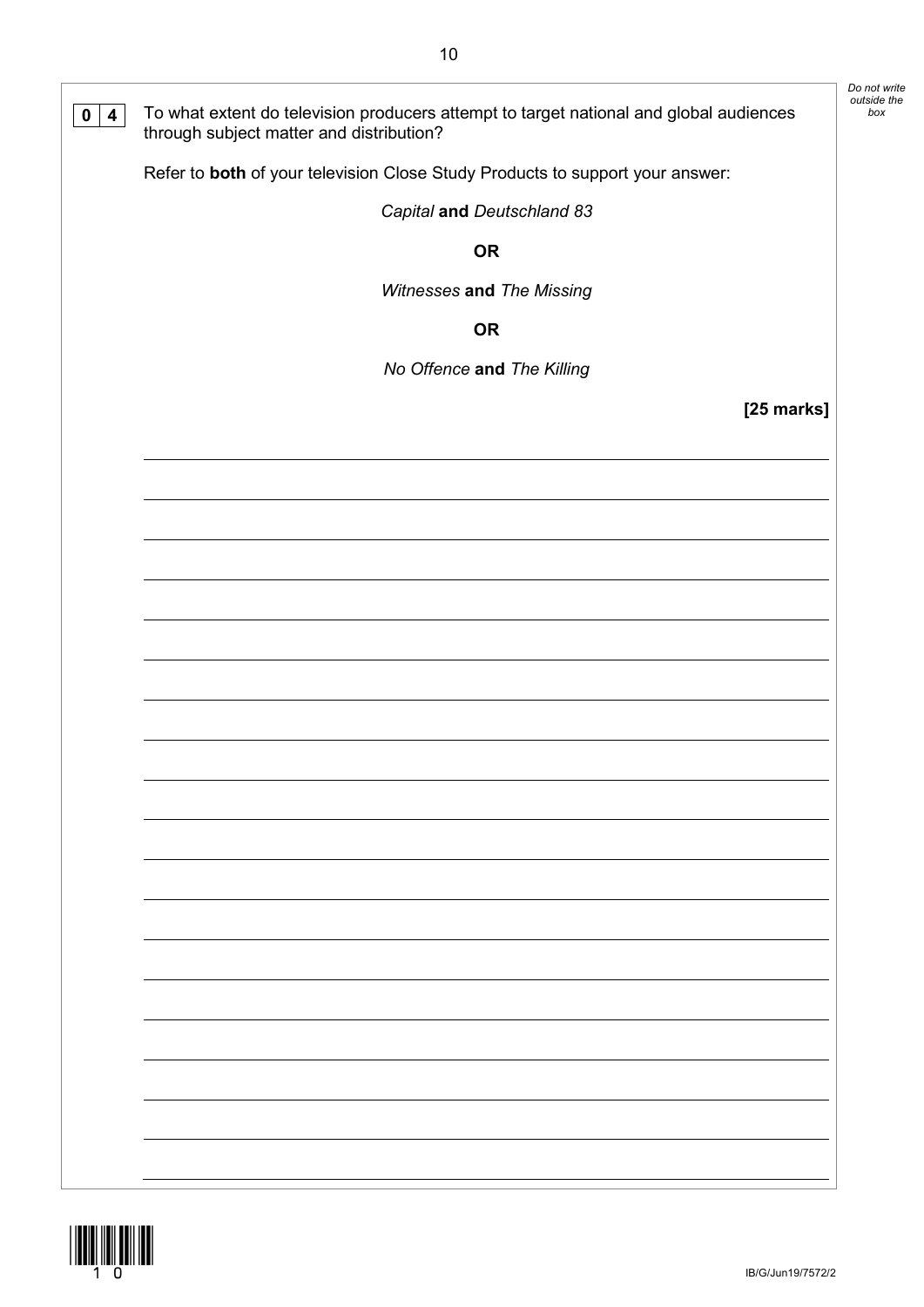**0 4** To what extent do television producers attempt to target national and global audiences through subject matter and distribution?

Refer to **both** of your television Close Study Products to support your answer:

*Capital* **and** *Deutschland 83*

**OR**

*Witnesses* **and** *The Missing*

**OR**

*No Offence* **and** *The Killing*

**[25 marks]**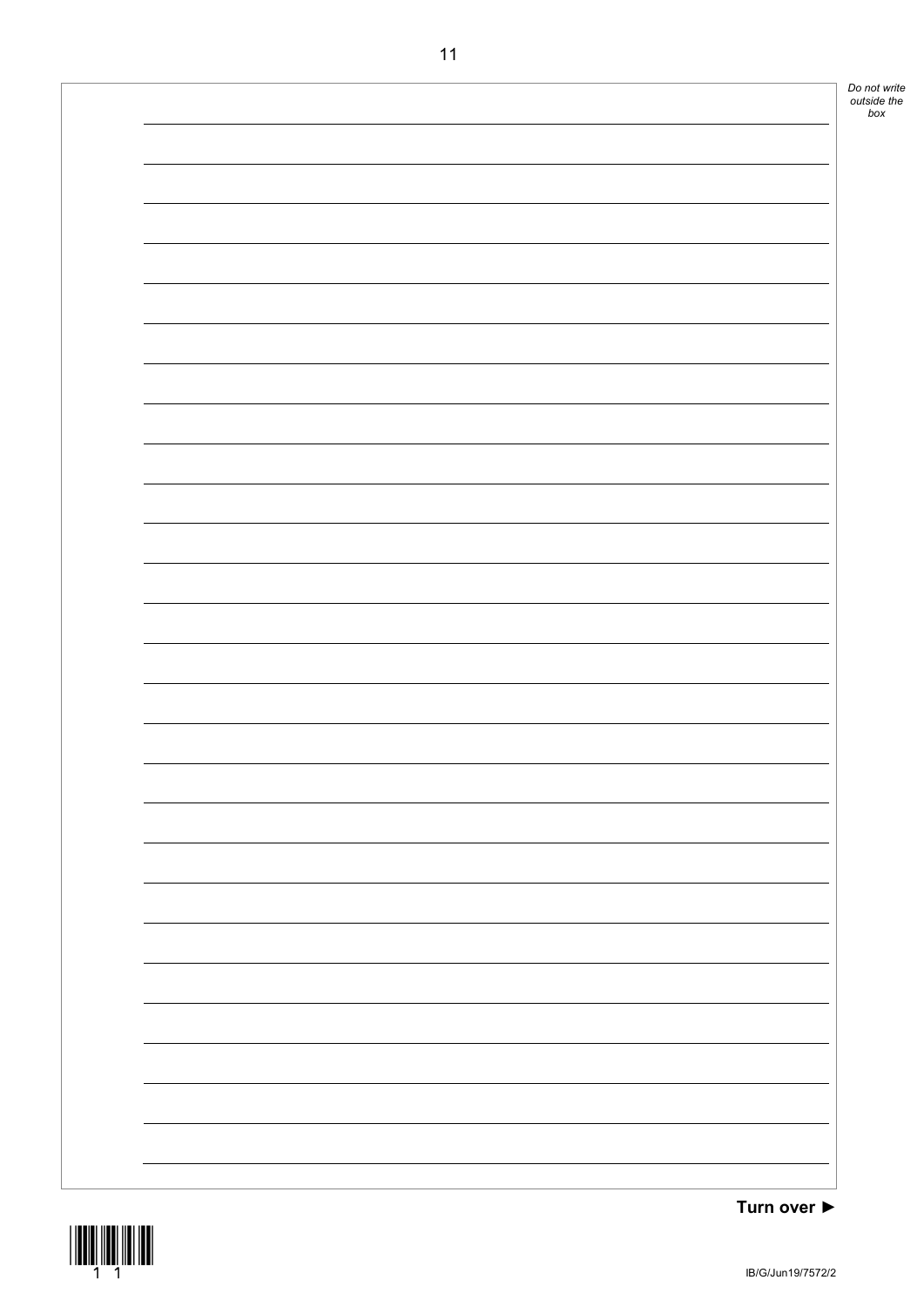Turn over ►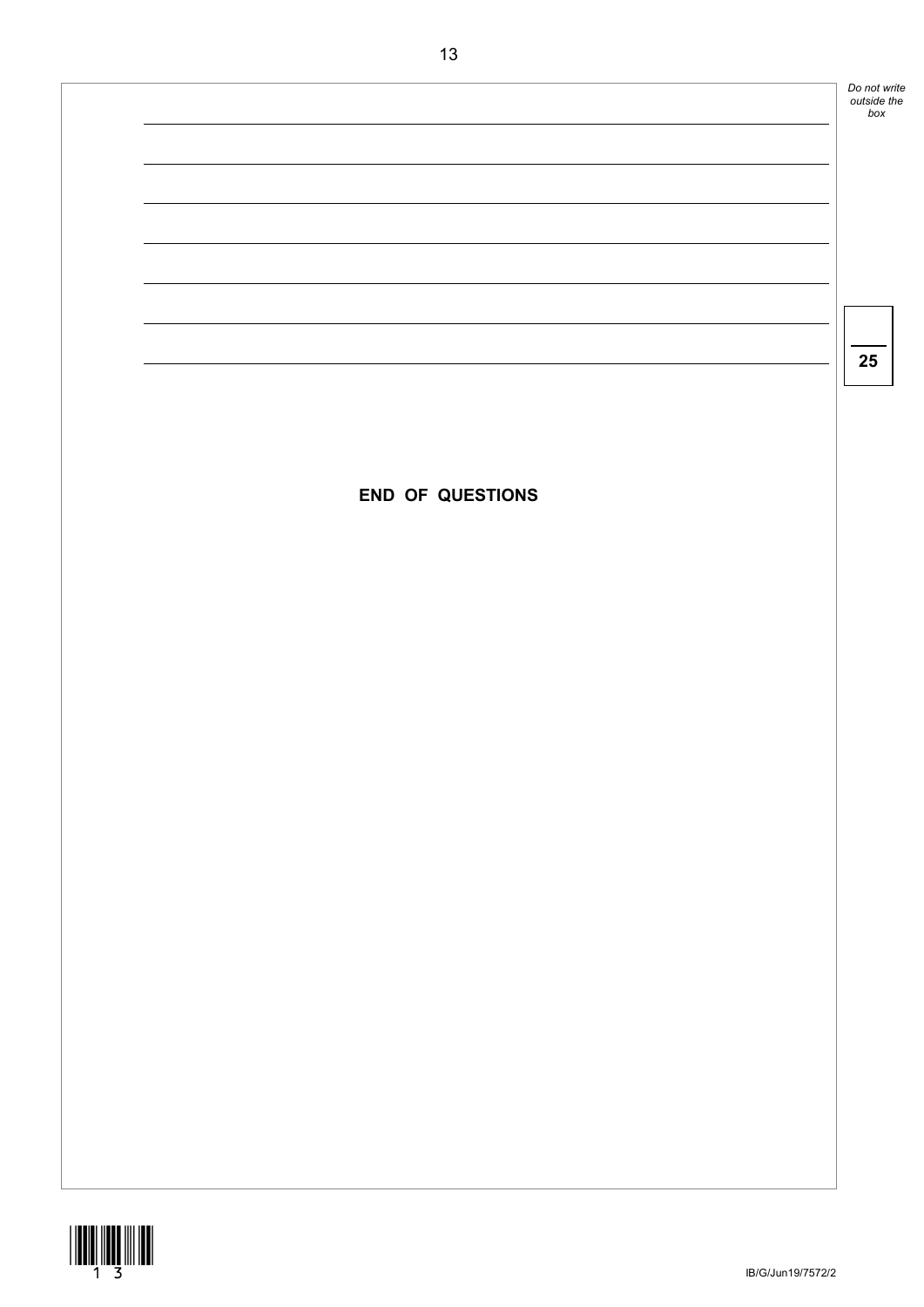25

**END OF QUESTIONS**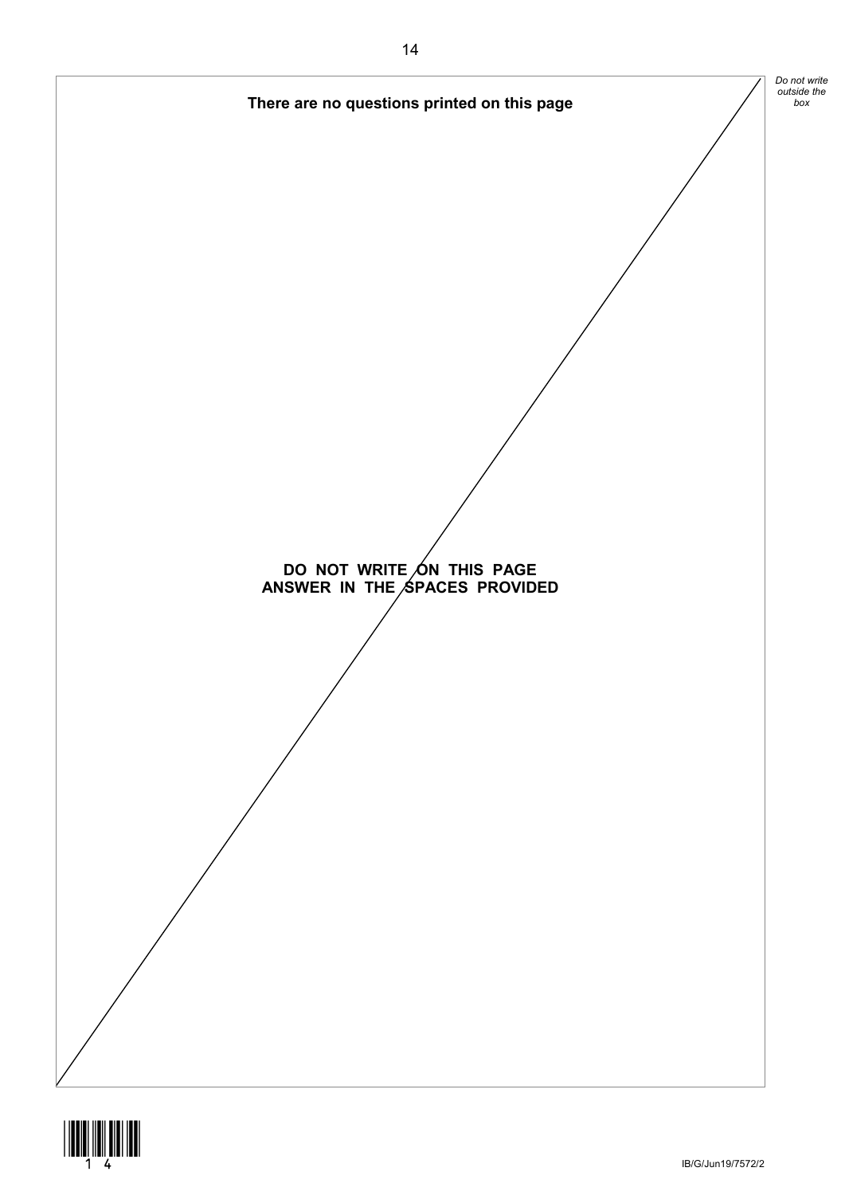**There are no questions printed on this page**

**DO NOT WRITE ON THIS PAGE**
**ANSWER IN THE SPACES PROVIDED**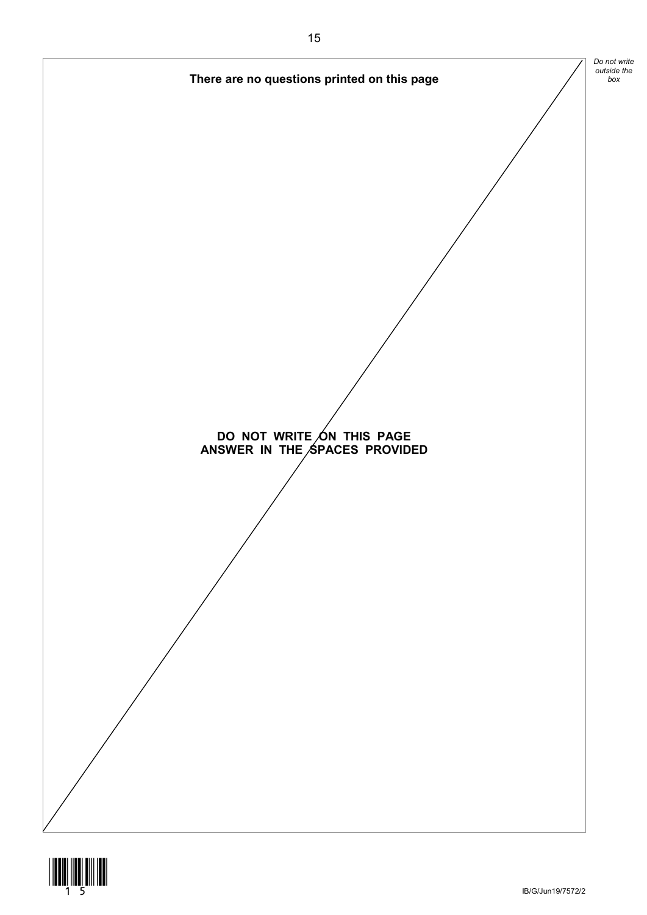**There are no questions printed on this page**

**DO NOT WRITE ON THIS PAGE**
**ANSWER IN THE SPACES PROVIDED**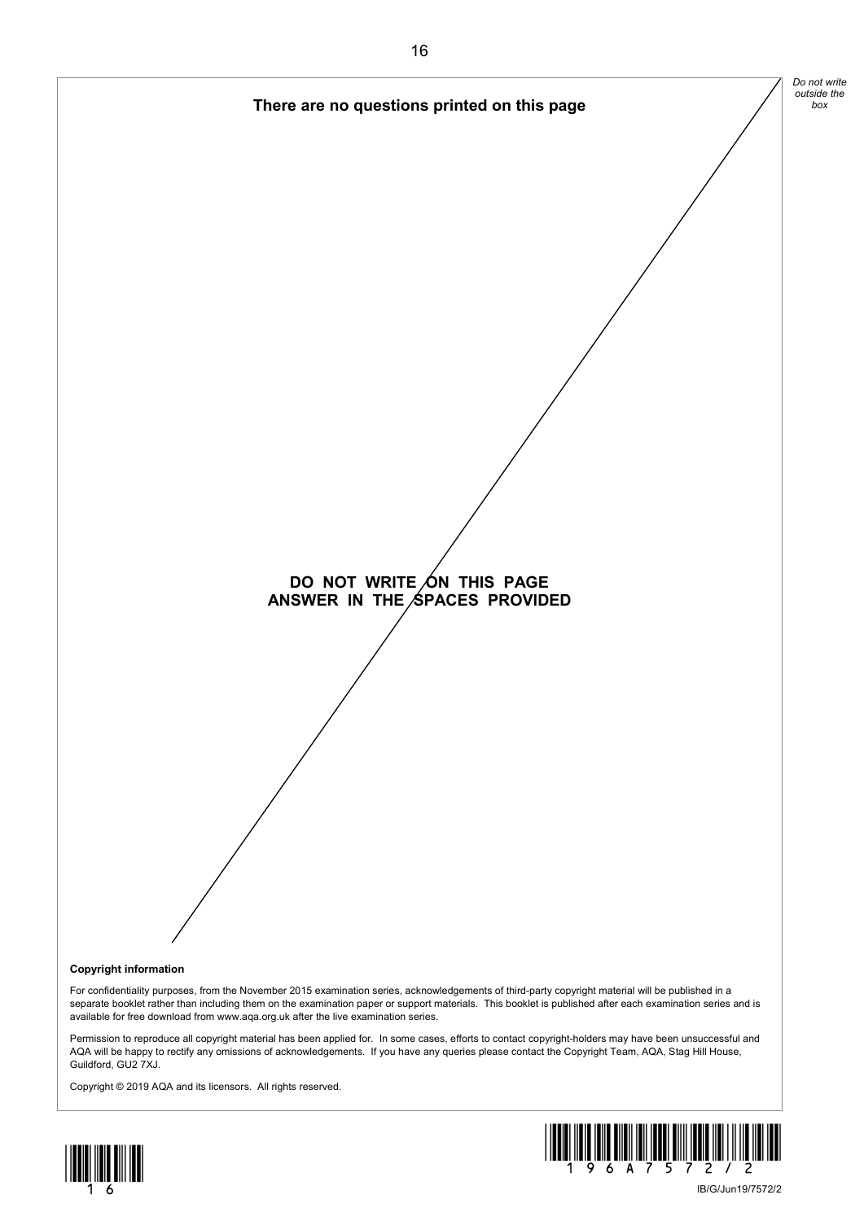There are no questions printed on this page

**DO NOT WRITE ON THIS PAGE**
**ANSWER IN THE SPACES PROVIDED**

**Copyright information**

For confidentiality purposes, from the November 2015 examination series, acknowledgements of third-party copyright material will be published in a separate booklet rather than including them on the examination paper or support materials. This booklet is published after each examination series and is available for free download from www.aqa.org.uk after the live examination series.

Permission to reproduce all copyright material has been applied for. In some cases, efforts to contact copyright-holders may have been unsuccessful and AQA will be happy to rectify any omissions of acknowledgements. If you have any queries please contact the Copyright Team, AQA, Stag Hill House, Guildford, GU2 7XJ.

Copyright © 2019 AQA and its licensors. All rights reserved.